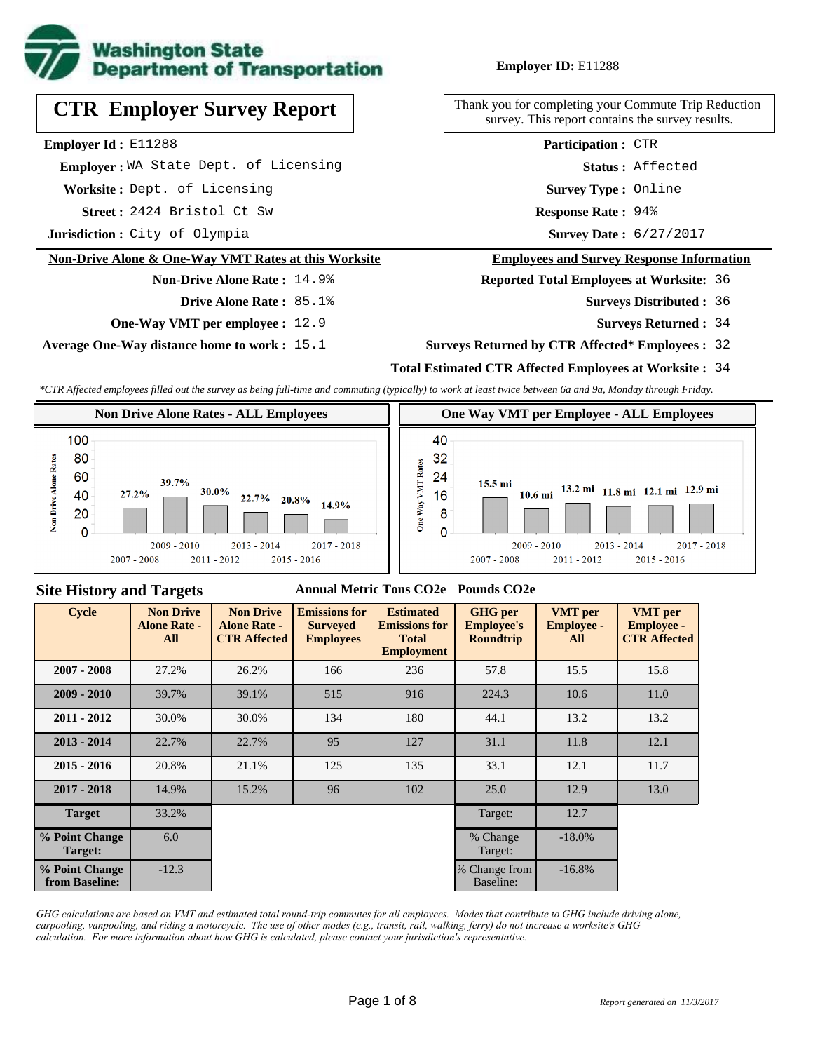**Washington State Department of Transportation**

**Employer ID:** E11288

# CTR Employer Survey Report

Thank you for completing your Commute Trip Reduction survey. This report contains the survey results.

**Employer Id :** E11288
**Employer :** WA State Dept. of Licensing
**Worksite :** Dept. of Licensing
**Street :** 2424 Bristol Ct Sw
**Jurisdiction :** City of Olympia

**Participation :** CTR
**Status :** Affected
**Survey Type :** Online
**Response Rate :** 94%
**Survey Date :** 6/27/2017

## Non-Drive Alone & One-Way VMT Rates at this Worksite

**Non-Drive Alone Rate :** 14.9%
**Drive Alone Rate :** 85.1%
**One-Way VMT per employee :** 12.9
**Average One-Way distance home to work :** 15.1

## Employees and Survey Response Information

**Reported Total Employees at Worksite:** 36
**Surveys Distributed :** 36
**Surveys Returned :** 34
**Surveys Returned by CTR Affected* Employees :** 32
**Total Estimated CTR Affected Employees at Worksite :** 34

*\*CTR Affected employees filled out the survey as being full-time and commuting (typically) to work at least twice between 6a and 9a, Monday through Friday.*

### Non Drive Alone Rates - ALL Employees

| 2007 - 2008 | 2009 - 2010 | 2011 - 2012 | 2013 - 2014 | 2015 - 2016 | 2017 - 2018 |
|---|---|---|---|---|---|
| 27.2% | 39.7% | 30.0% | 22.7% | 20.8% | 14.9% |

### One Way VMT per Employee - ALL Employees

| 2007 - 2008 | 2009 - 2010 | 2011 - 2012 | 2013 - 2014 | 2015 - 2016 | 2017 - 2018 |
|---|---|---|---|---|---|
| 15.5 mi | 10.6 mi | 13.2 mi | 11.8 mi | 12.1 mi | 12.9 mi |

## Site History and Targets

| Cycle | Non Drive Alone Rate - All | Non Drive Alone Rate - CTR Affected | Emissions for Surveyed Employees (Annual Metric Tons CO2e) | Estimated Emissions for Total Employment (Annual Metric Tons CO2e) | GHG per Employee's Roundtrip (Pounds CO2e) | VMT per Employee - All | VMT per Employee - CTR Affected |
|---|---|---|---|---|---|---|---|
| 2007 - 2008 | 27.2% | 26.2% | 166 | 236 | 57.8 | 15.5 | 15.8 |
| 2009 - 2010 | 39.7% | 39.1% | 515 | 916 | 224.3 | 10.6 | 11.0 |
| 2011 - 2012 | 30.0% | 30.0% | 134 | 180 | 44.1 | 13.2 | 13.2 |
| 2013 - 2014 | 22.7% | 22.7% | 95 | 127 | 31.1 | 11.8 | 12.1 |
| 2015 - 2016 | 20.8% | 21.1% | 125 | 135 | 33.1 | 12.1 | 11.7 |
| 2017 - 2018 | 14.9% | 15.2% | 96 | 102 | 25.0 | 12.9 | 13.0 |
| Target | 33.2% | | | | Target: | 12.7 | |
| % Point Change Target: | 6.0 | | | | % Change Target: | -18.0% | |
| % Point Change from Baseline: | -12.3 | | | | % Change from Baseline: | -16.8% | |

*GHG calculations are based on VMT and estimated total round-trip commutes for all employees. Modes that contribute to GHG include driving alone, carpooling, vanpooling, and riding a motorcycle. The use of other modes (e.g., transit, rail, walking, ferry) do not increase a worksite's GHG calculation. For more information about how GHG is calculated, please contact your jurisdiction's representative.*

*Report generated on 11/3/2017*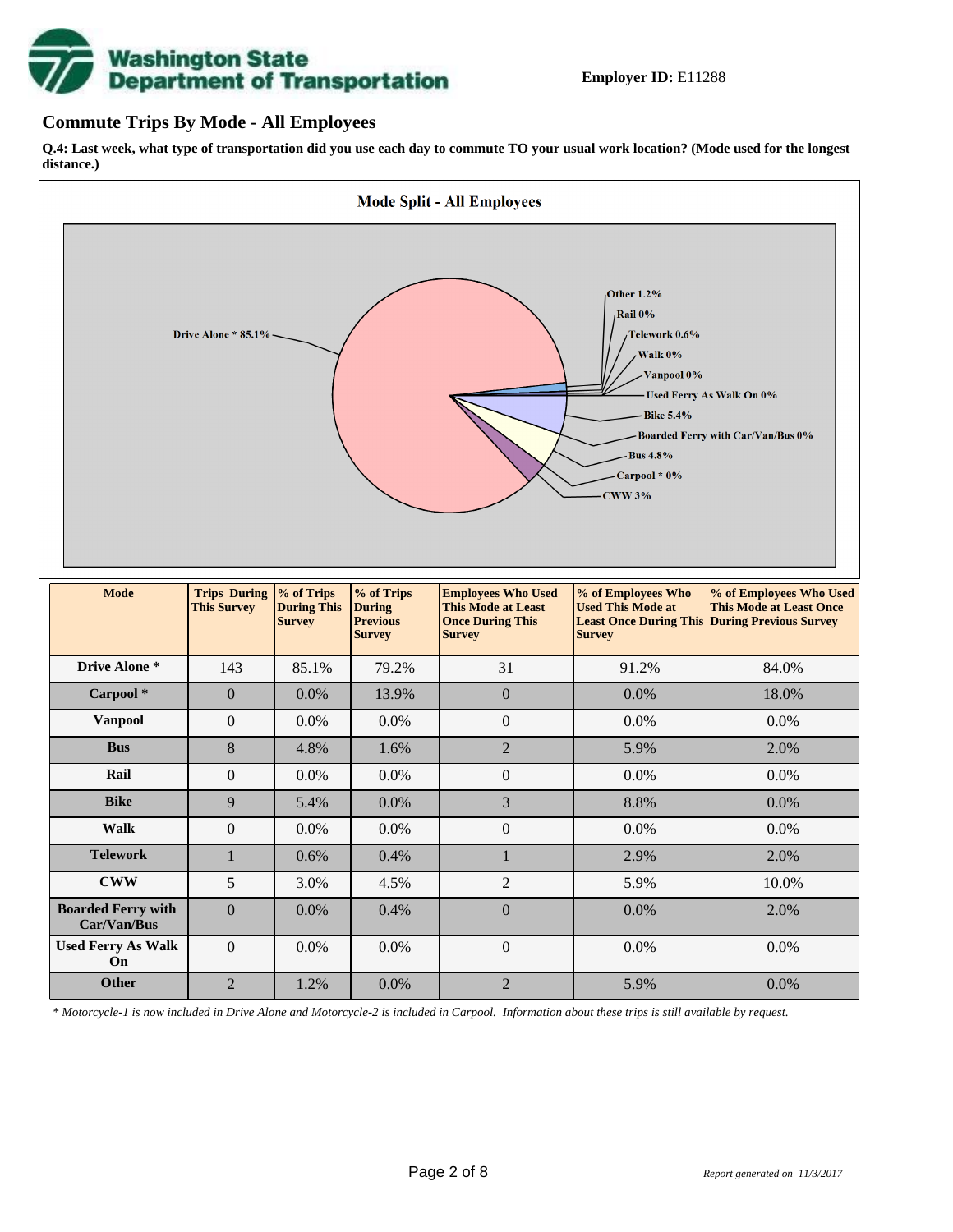Washington State Department of Transportation

**Employer ID:** E11288

## Commute Trips By Mode - All Employees

**Q.4: Last week, what type of transportation did you use each day to commute TO your usual work location? (Mode used for the longest distance.)**

**Mode Split - All Employees**

Drive Alone * 85.1%
Other 1.2%
Rail 0%
Telework 0.6%
Walk 0%
Vanpool 0%
Used Ferry As Walk On 0%
Bike 5.4%
Boarded Ferry with Car/Van/Bus 0%
Bus 4.8%
Carpool * 0%
CWW 3%

| Mode | Trips During This Survey | % of Trips During This Survey | % of Trips During Previous Survey | Employees Who Used This Mode at Least Once During This Survey | % of Employees Who Used This Mode at Least Once During This Survey | % of Employees Who Used This Mode at Least Once During Previous Survey |
|---|---|---|---|---|---|---|
| **Drive Alone *** | 143 | 85.1% | 79.2% | 31 | 91.2% | 84.0% |
| **Carpool *** | 0 | 0.0% | 13.9% | 0 | 0.0% | 18.0% |
| **Vanpool** | 0 | 0.0% | 0.0% | 0 | 0.0% | 0.0% |
| **Bus** | 8 | 4.8% | 1.6% | 2 | 5.9% | 2.0% |
| **Rail** | 0 | 0.0% | 0.0% | 0 | 0.0% | 0.0% |
| **Bike** | 9 | 5.4% | 0.0% | 3 | 8.8% | 0.0% |
| **Walk** | 0 | 0.0% | 0.0% | 0 | 0.0% | 0.0% |
| **Telework** | 1 | 0.6% | 0.4% | 1 | 2.9% | 2.0% |
| **CWW** | 5 | 3.0% | 4.5% | 2 | 5.9% | 10.0% |
| **Boarded Ferry with Car/Van/Bus** | 0 | 0.0% | 0.4% | 0 | 0.0% | 2.0% |
| **Used Ferry As Walk On** | 0 | 0.0% | 0.0% | 0 | 0.0% | 0.0% |
| **Other** | 2 | 1.2% | 0.0% | 2 | 5.9% | 0.0% |

*\* Motorcycle-1 is now included in Drive Alone and Motorcycle-2 is included in Carpool. Information about these trips is still available by request.*

*Report generated on 11/3/2017*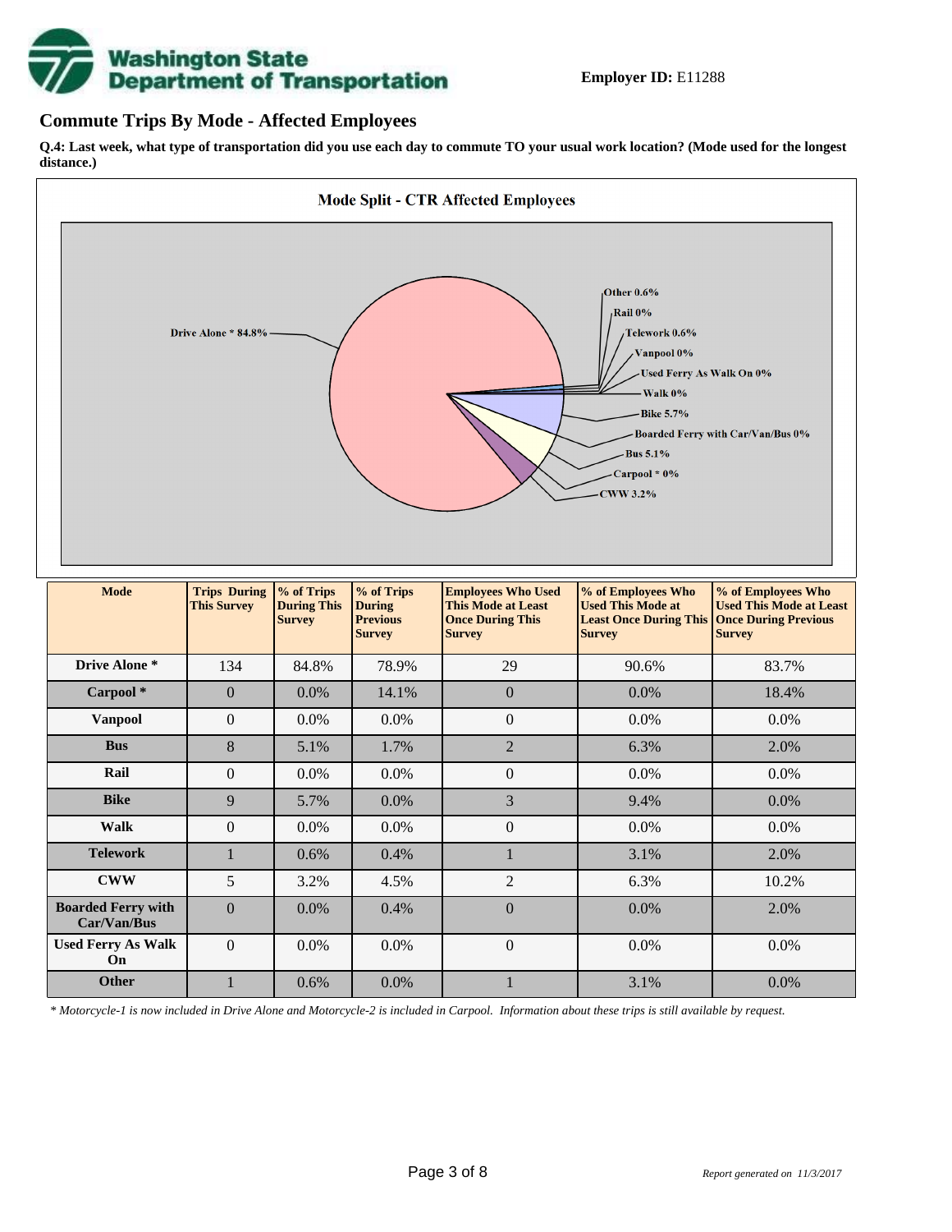**Employer ID:** E11288

## Commute Trips By Mode - Affected Employees

**Q.4: Last week, what type of transportation did you use each day to commute TO your usual work location? (Mode used for the longest distance.)**

**Mode Split - CTR Affected Employees**

Drive Alone * 84.8%
Other 0.6%
Rail 0%
Telework 0.6%
Vanpool 0%
Used Ferry As Walk On 0%
Walk 0%
Bike 5.7%
Boarded Ferry with Car/Van/Bus 0%
Bus 5.1%
Carpool * 0%
CWW 3.2%

| Mode | Trips During This Survey | % of Trips During This Survey | % of Trips During Previous Survey | Employees Who Used This Mode at Least Once During This Survey | % of Employees Who Used This Mode at Least Once During This Survey | % of Employees Who Used This Mode at Least Once During Previous Survey |
|---|---|---|---|---|---|---|
| **Drive Alone *** | 134 | 84.8% | 78.9% | 29 | 90.6% | 83.7% |
| **Carpool *** | 0 | 0.0% | 14.1% | 0 | 0.0% | 18.4% |
| **Vanpool** | 0 | 0.0% | 0.0% | 0 | 0.0% | 0.0% |
| **Bus** | 8 | 5.1% | 1.7% | 2 | 6.3% | 2.0% |
| **Rail** | 0 | 0.0% | 0.0% | 0 | 0.0% | 0.0% |
| **Bike** | 9 | 5.7% | 0.0% | 3 | 9.4% | 0.0% |
| **Walk** | 0 | 0.0% | 0.0% | 0 | 0.0% | 0.0% |
| **Telework** | 1 | 0.6% | 0.4% | 1 | 3.1% | 2.0% |
| **CWW** | 5 | 3.2% | 4.5% | 2 | 6.3% | 10.2% |
| **Boarded Ferry with Car/Van/Bus** | 0 | 0.0% | 0.4% | 0 | 0.0% | 2.0% |
| **Used Ferry As Walk On** | 0 | 0.0% | 0.0% | 0 | 0.0% | 0.0% |
| **Other** | 1 | 0.6% | 0.0% | 1 | 3.1% | 0.0% |

*\* Motorcycle-1 is now included in Drive Alone and Motorcycle-2 is included in Carpool. Information about these trips is still available by request.*

*Report generated on 11/3/2017*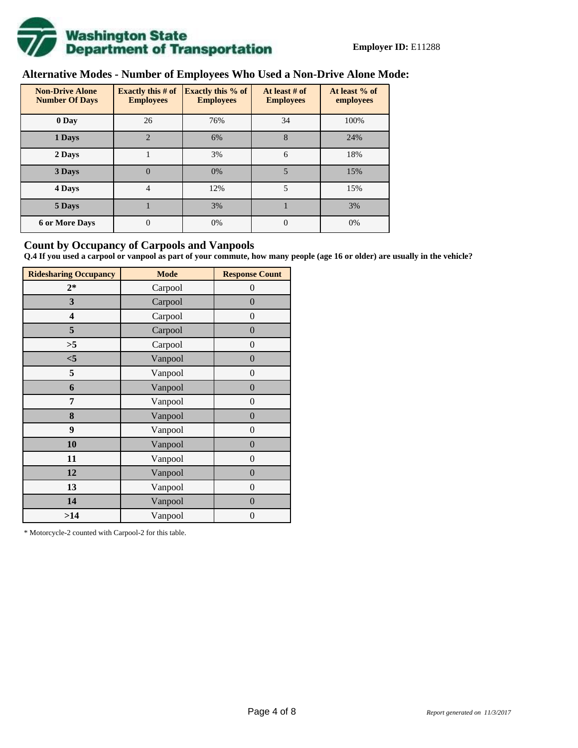**Employer ID:** E11288

## Alternative Modes - Number of Employees Who Used a Non-Drive Alone Mode:

| Non-Drive Alone Number Of Days | Exactly this # of Employees | Exactly this % of Employees | At least # of Employees | At least % of employees |
|---|---|---|---|---|
| 0 Day | 26 | 76% | 34 | 100% |
| 1 Days | 2 | 6% | 8 | 24% |
| 2 Days | 1 | 3% | 6 | 18% |
| 3 Days | 0 | 0% | 5 | 15% |
| 4 Days | 4 | 12% | 5 | 15% |
| 5 Days | 1 | 3% | 1 | 3% |
| 6 or More Days | 0 | 0% | 0 | 0% |

## Count by Occupancy of Carpools and Vanpools

**Q.4 If you used a carpool or vanpool as part of your commute, how many people (age 16 or older) are usually in the vehicle?**

| Ridesharing Occupancy | Mode | Response Count |
|---|---|---|
| 2* | Carpool | 0 |
| 3 | Carpool | 0 |
| 4 | Carpool | 0 |
| 5 | Carpool | 0 |
| >5 | Carpool | 0 |
| <5 | Vanpool | 0 |
| 5 | Vanpool | 0 |
| 6 | Vanpool | 0 |
| 7 | Vanpool | 0 |
| 8 | Vanpool | 0 |
| 9 | Vanpool | 0 |
| 10 | Vanpool | 0 |
| 11 | Vanpool | 0 |
| 12 | Vanpool | 0 |
| 13 | Vanpool | 0 |
| 14 | Vanpool | 0 |
| >14 | Vanpool | 0 |

* Motorcycle-2 counted with Carpool-2 for this table.

*Report generated on 11/3/2017*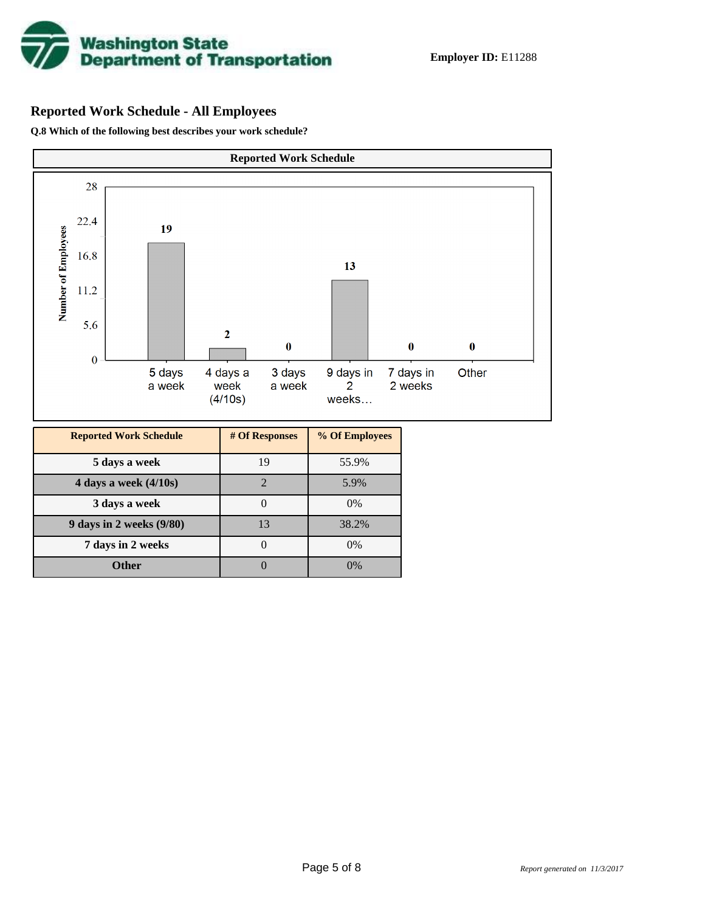Employer ID: E11288

## Reported Work Schedule - All Employees

**Q.8 Which of the following best describes your work schedule?**

**Reported Work Schedule**

| Reported Work Schedule | # Of Responses | % Of Employees |
|---|---|---|
| 5 days a week | 19 | 55.9% |
| 4 days a week (4/10s) | 2 | 5.9% |
| 3 days a week | 0 | 0% |
| 9 days in 2 weeks (9/80) | 13 | 38.2% |
| 7 days in 2 weeks | 0 | 0% |
| Other | 0 | 0% |

*Report generated on 11/3/2017*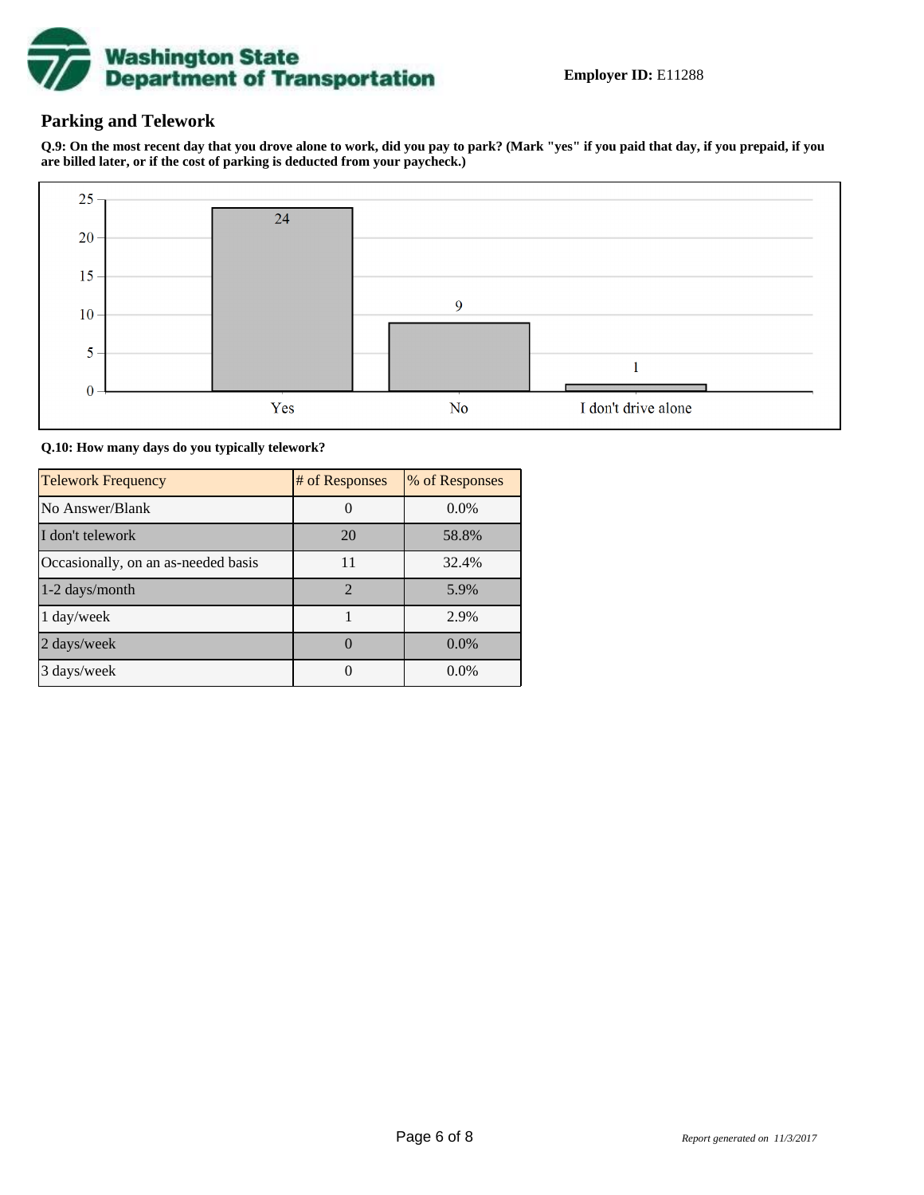**Employer ID:** E11288

## Parking and Telework

**Q.9: On the most recent day that you drove alone to work, did you pay to park? (Mark "yes" if you paid that day, if you prepaid, if you are billed later, or if the cost of parking is deducted from your paycheck.)**

| Response | Count |
|---|---|
| Yes | 24 |
| No | 9 |
| I don't drive alone | 1 |

**Q.10: How many days do you typically telework?**

| Telework Frequency | # of Responses | % of Responses |
|---|---|---|
| No Answer/Blank | 0 | 0.0% |
| I don't telework | 20 | 58.8% |
| Occasionally, on an as-needed basis | 11 | 32.4% |
| 1-2 days/month | 2 | 5.9% |
| 1 day/week | 1 | 2.9% |
| 2 days/week | 0 | 0.0% |
| 3 days/week | 0 | 0.0% |

*Report generated on 11/3/2017*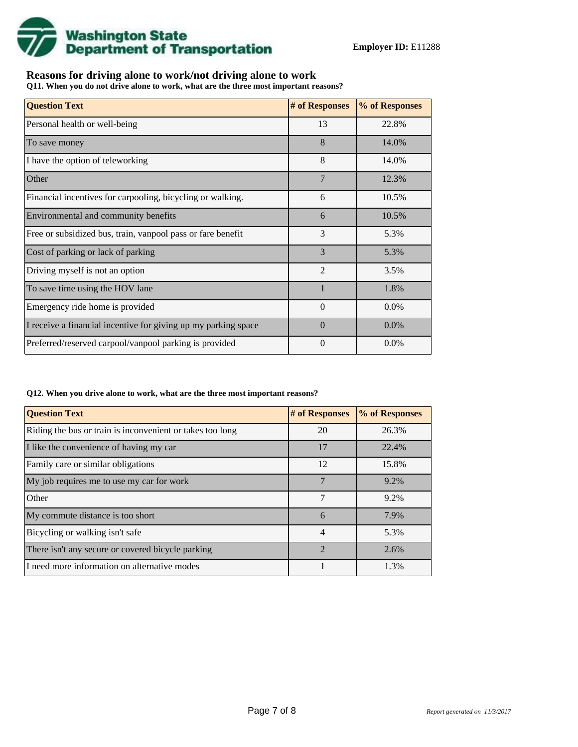**Washington State Department of Transportation**

**Employer ID:** E11288

## Reasons for driving alone to work/not driving alone to work

**Q11. When you do not drive alone to work, what are the three most important reasons?**

| Question Text | # of Responses | % of Responses |
|---|---|---|
| Personal health or well-being | 13 | 22.8% |
| To save money | 8 | 14.0% |
| I have the option of teleworking | 8 | 14.0% |
| Other | 7 | 12.3% |
| Financial incentives for carpooling, bicycling or walking. | 6 | 10.5% |
| Environmental and community benefits | 6 | 10.5% |
| Free or subsidized bus, train, vanpool pass or fare benefit | 3 | 5.3% |
| Cost of parking or lack of parking | 3 | 5.3% |
| Driving myself is not an option | 2 | 3.5% |
| To save time using the HOV lane | 1 | 1.8% |
| Emergency ride home is provided | 0 | 0.0% |
| I receive a financial incentive for giving up my parking space | 0 | 0.0% |
| Preferred/reserved carpool/vanpool parking is provided | 0 | 0.0% |

**Q12. When you drive alone to work, what are the three most important reasons?**

| Question Text | # of Responses | % of Responses |
|---|---|---|
| Riding the bus or train is inconvenient or takes too long | 20 | 26.3% |
| I like the convenience of having my car | 17 | 22.4% |
| Family care or similar obligations | 12 | 15.8% |
| My job requires me to use my car for work | 7 | 9.2% |
| Other | 7 | 9.2% |
| My commute distance is too short | 6 | 7.9% |
| Bicycling or walking isn't safe | 4 | 5.3% |
| There isn't any secure or covered bicycle parking | 2 | 2.6% |
| I need more information on alternative modes | 1 | 1.3% |

*Report generated on 11/3/2017*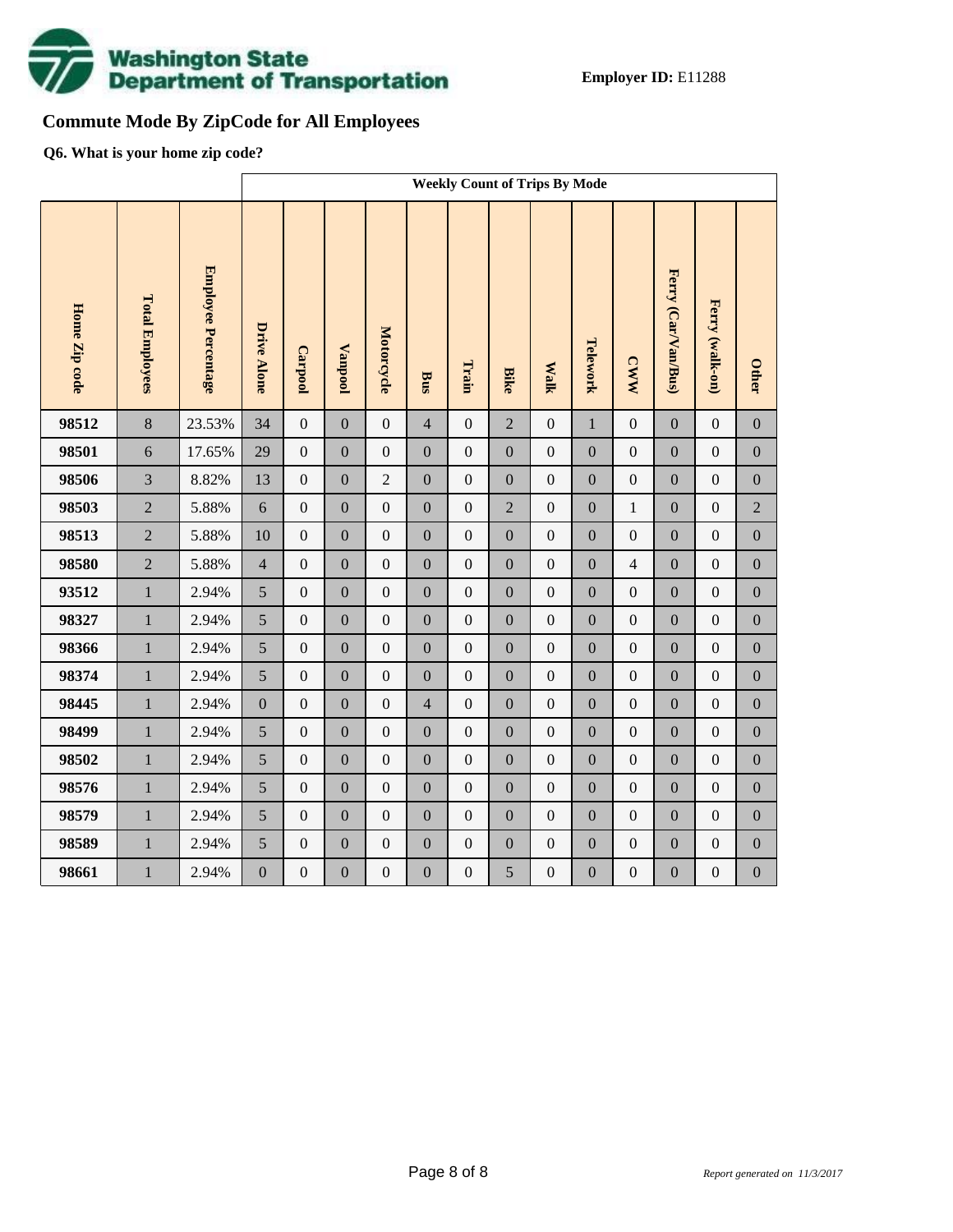**Employer ID:** E11288

## Commute Mode By ZipCode for All Employees

**Q6. What is your home zip code?**

| | | | Weekly Count of Trips By Mode | | | | | | | | | | | | |
|---|---|---|---|---|---|---|---|---|---|---|---|---|---|---|---|
| Home Zip code | Total Employees | Employee Percentage | Drive Alone | Carpool | Vanpool | Motorcycle | Bus | Train | Bike | Walk | Telework | CWW | Ferry (Car/Van/Bus) | Ferry (walk-on) | Other |
| 98512 | 8 | 23.53% | 34 | 0 | 0 | 0 | 4 | 0 | 2 | 0 | 1 | 0 | 0 | 0 | 0 |
| 98501 | 6 | 17.65% | 29 | 0 | 0 | 0 | 0 | 0 | 0 | 0 | 0 | 0 | 0 | 0 | 0 |
| 98506 | 3 | 8.82% | 13 | 0 | 0 | 2 | 0 | 0 | 0 | 0 | 0 | 0 | 0 | 0 | 0 |
| 98503 | 2 | 5.88% | 6 | 0 | 0 | 0 | 0 | 0 | 2 | 0 | 0 | 1 | 0 | 0 | 2 |
| 98513 | 2 | 5.88% | 10 | 0 | 0 | 0 | 0 | 0 | 0 | 0 | 0 | 0 | 0 | 0 | 0 |
| 98580 | 2 | 5.88% | 4 | 0 | 0 | 0 | 0 | 0 | 0 | 0 | 0 | 4 | 0 | 0 | 0 |
| 93512 | 1 | 2.94% | 5 | 0 | 0 | 0 | 0 | 0 | 0 | 0 | 0 | 0 | 0 | 0 | 0 |
| 98327 | 1 | 2.94% | 5 | 0 | 0 | 0 | 0 | 0 | 0 | 0 | 0 | 0 | 0 | 0 | 0 |
| 98366 | 1 | 2.94% | 5 | 0 | 0 | 0 | 0 | 0 | 0 | 0 | 0 | 0 | 0 | 0 | 0 |
| 98374 | 1 | 2.94% | 5 | 0 | 0 | 0 | 0 | 0 | 0 | 0 | 0 | 0 | 0 | 0 | 0 |
| 98445 | 1 | 2.94% | 0 | 0 | 0 | 0 | 4 | 0 | 0 | 0 | 0 | 0 | 0 | 0 | 0 |
| 98499 | 1 | 2.94% | 5 | 0 | 0 | 0 | 0 | 0 | 0 | 0 | 0 | 0 | 0 | 0 | 0 |
| 98502 | 1 | 2.94% | 5 | 0 | 0 | 0 | 0 | 0 | 0 | 0 | 0 | 0 | 0 | 0 | 0 |
| 98576 | 1 | 2.94% | 5 | 0 | 0 | 0 | 0 | 0 | 0 | 0 | 0 | 0 | 0 | 0 | 0 |
| 98579 | 1 | 2.94% | 5 | 0 | 0 | 0 | 0 | 0 | 0 | 0 | 0 | 0 | 0 | 0 | 0 |
| 98589 | 1 | 2.94% | 5 | 0 | 0 | 0 | 0 | 0 | 0 | 0 | 0 | 0 | 0 | 0 | 0 |
| 98661 | 1 | 2.94% | 0 | 0 | 0 | 0 | 0 | 0 | 5 | 0 | 0 | 0 | 0 | 0 | 0 |

*Report generated on 11/3/2017*